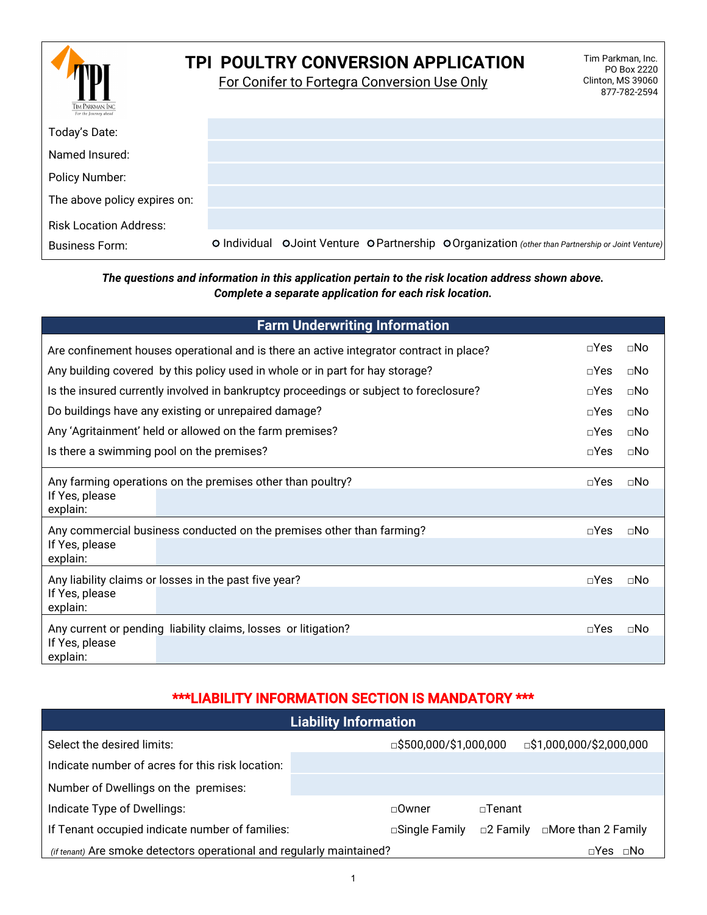# TPI POULTRY CONVERSION APPLICATION

For Conifer to Fortegra Conversion Use Only

Tim Parkman, Inc.
PO Box 2220
Clinton, MS 39060
877-782-2594

| | |
|---|---|
| Today's Date: | |
| Named Insured: | |
| Policy Number: | |
| The above policy expires on: | |
| Risk Location Address: | |
| Business Form: | ○ Individual ○ Joint Venture ○ Partnership ○ Organization *(other than Partnership or Joint Venture)* |

***The questions and information in this application pertain to the risk location address shown above. Complete a separate application for each risk location.***

## Farm Underwriting Information

| | | |
|---|---|---|
| Are confinement houses operational and is there an active integrator contract in place? | □Yes | □No |
| Any building covered by this policy used in whole or in part for hay storage? | □Yes | □No |
| Is the insured currently involved in bankruptcy proceedings or subject to foreclosure? | □Yes | □No |
| Do buildings have any existing or unrepaired damage? | □Yes | □No |
| Any 'Agritainment' held or allowed on the farm premises? | □Yes | □No |
| Is there a swimming pool on the premises? | □Yes | □No |
| Any farming operations on the premises other than poultry? | □Yes | □No |
| If Yes, please explain: | | |
| Any commercial business conducted on the premises other than farming? | □Yes | □No |
| If Yes, please explain: | | |
| Any liability claims or losses in the past five year? | □Yes | □No |
| If Yes, please explain: | | |
| Any current or pending liability claims, losses or litigation? | □Yes | □No |
| If Yes, please explain: | | |

**\*\*\*LIABILITY INFORMATION SECTION IS MANDATORY \*\*\***

## Liability Information

| | | | |
|---|---|---|---|
| Select the desired limits: | □$500,000/$1,000,000 | □$1,000,000/$2,000,000 | |
| Indicate number of acres for this risk location: | | | |
| Number of Dwellings on the premises: | | | |
| Indicate Type of Dwellings: | □Owner | □Tenant | |
| If Tenant occupied indicate number of families: | □Single Family | □2 Family | □More than 2 Family |
| *(if tenant)* Are smoke detectors operational and regularly maintained? | □Yes | □No | |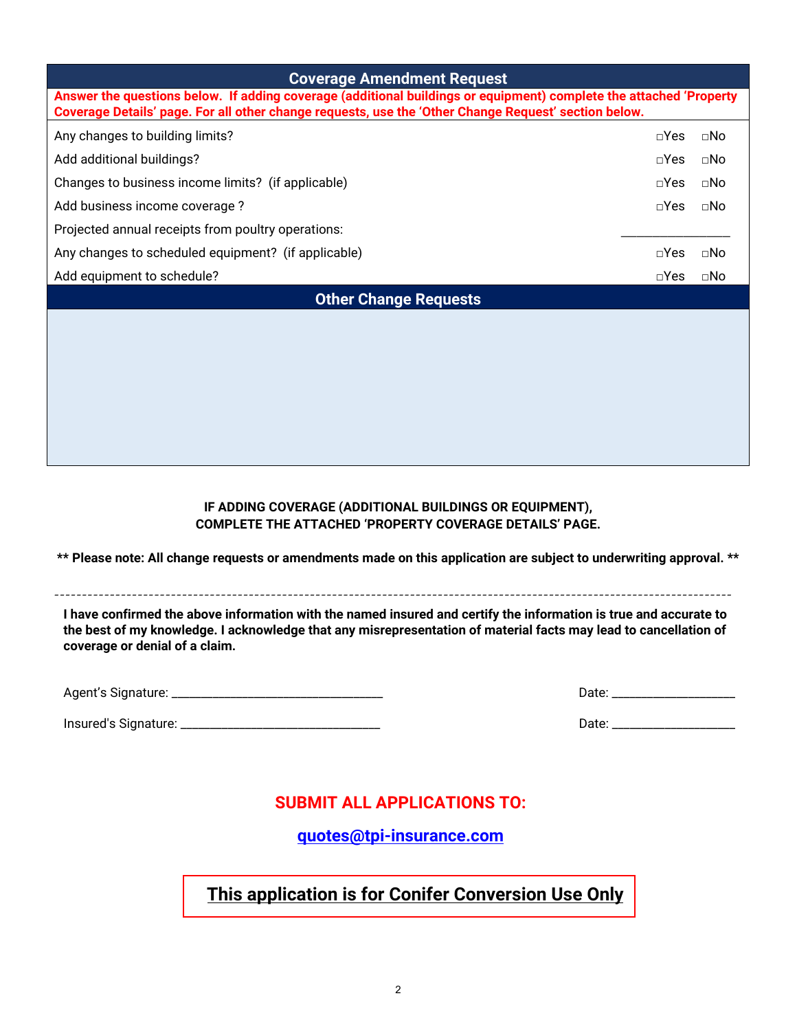## Coverage Amendment Request

**Answer the questions below. If adding coverage (additional buildings or equipment) complete the attached 'Property Coverage Details' page. For all other change requests, use the 'Other Change Request' section below.**

| | | |
|---|---|---|
| Any changes to building limits? | □Yes | □No |
| Add additional buildings? | □Yes | □No |
| Changes to business income limits? (if applicable) | □Yes | □No |
| Add business income coverage ? | □Yes | □No |
| Projected annual receipts from poultry operations: | ________________ | |
| Any changes to scheduled equipment? (if applicable) | □Yes | □No |
| Add equipment to schedule? | □Yes | □No |

## Other Change Requests

**IF ADDING COVERAGE (ADDITIONAL BUILDINGS OR EQUIPMENT), COMPLETE THE ATTACHED 'PROPERTY COVERAGE DETAILS' PAGE.**

**** Please note: All change requests or amendments made on this application are subject to underwriting approval. ****

---

**I have confirmed the above information with the named insured and certify the information is true and accurate to the best of my knowledge. I acknowledge that any misrepresentation of material facts may lead to cancellation of coverage or denial of a claim.**

Agent's Signature: _________________________________ Date: ___________________

Insured's Signature: _______________________________ Date: ___________________

**SUBMIT ALL APPLICATIONS TO:**

**quotes@tpi-insurance.com**

**This application is for Conifer Conversion Use Only**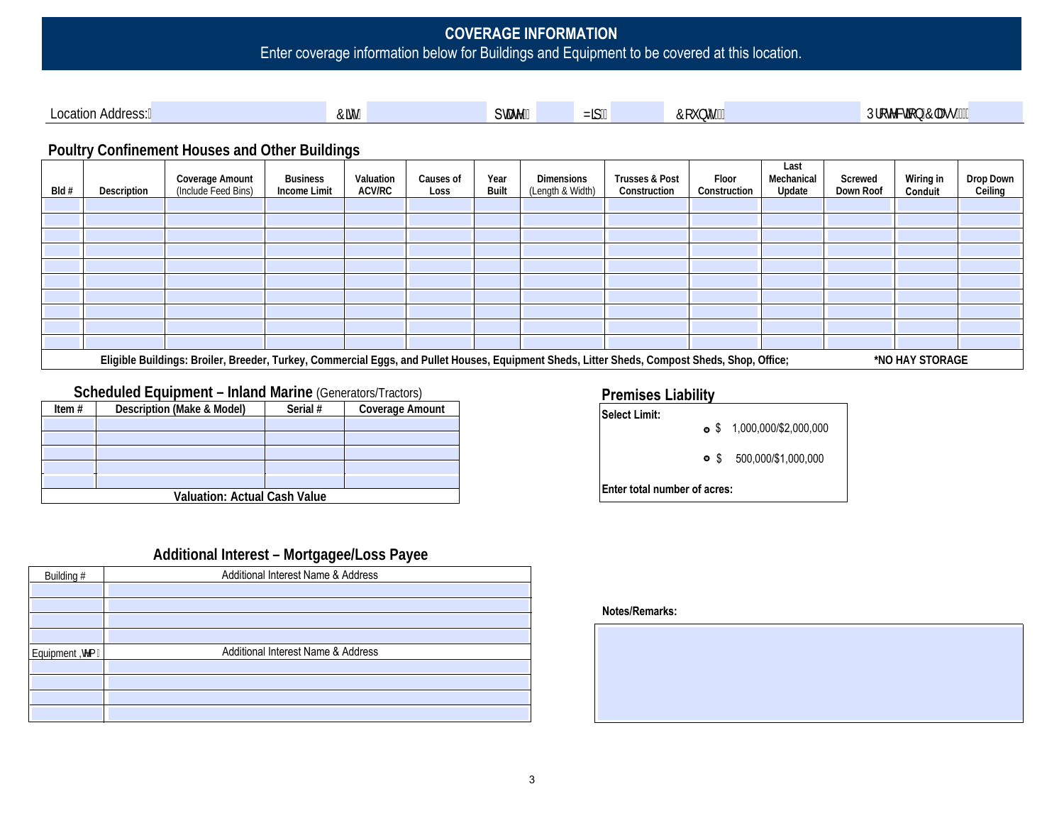## COVERAGE INFORMATION

Enter coverage information below for Buildings and Equipment to be covered at this location.

Location Address: &LW SWDWH =LS &RXQW\ 3URWHFWLRQ &ODVV

### Poultry Confinement Houses and Other Buildings

| Bld # | Description | Coverage Amount (Include Feed Bins) | Business Income Limit | Valuation ACV/RC | Causes of Loss | Year Built | Dimensions (Length & Width) | Trusses & Post Construction | Floor Construction | Last Mechanical Update | Screwed Down Roof | Wiring in Conduit | Drop Down Ceiling |
|---|---|---|---|---|---|---|---|---|---|---|---|---|---|
| | | | | | | | | | | | | | |
| | | | | | | | | | | | | | |
| | | | | | | | | | | | | | |
| | | | | | | | | | | | | | |
| | | | | | | | | | | | | | |
| | | | | | | | | | | | | | |
| | | | | | | | | | | | | | |
| | | | | | | | | | | | | | |
| | | | | | | | | | | | | | |
| | | | | | | | | | | | | | |

**Eligible Buildings: Broiler, Breeder, Turkey, Commercial Eggs, and Pullet Houses, Equipment Sheds, Litter Sheds, Compost Sheds, Shop, Office; *NO HAY STORAGE**

### Scheduled Equipment – Inland Marine (Generators/Tractors)

| Item # | Description (Make & Model) | Serial # | Coverage Amount |
|---|---|---|---|
| | | | |
| | | | |
| | | | |
| | | | |
| | | | |

**Valuation: Actual Cash Value**

### Premises Liability

**Select Limit:**

- $ 1,000,000/$2,000,000
- $ 500,000/$1,000,000

**Enter total number of acres:**

### Additional Interest – Mortgagee/Loss Payee

| Building # | Additional Interest Name & Address |
|---|---|
| | |
| | |
| | |
| | |

| Equipment ,WHP | Additional Interest Name & Address |
|---|---|
| | |
| | |
| | |
| | |

**Notes/Remarks:**